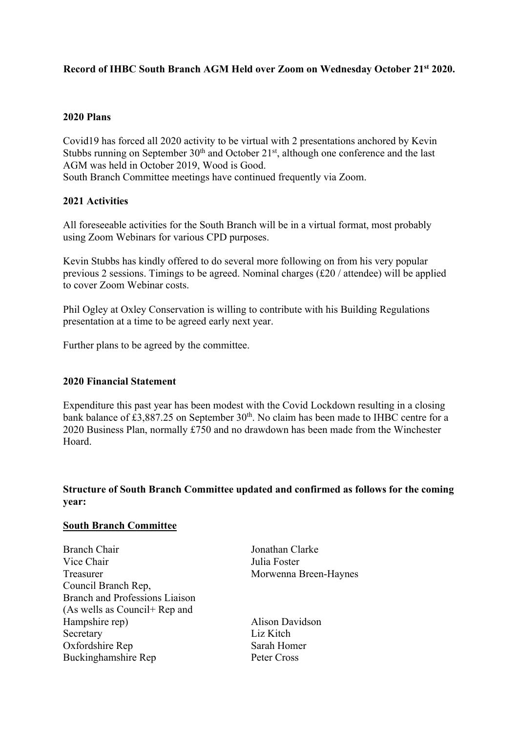**Record of IHBC South Branch AGM Held over Zoom on Wednesday October 21st 2020.**

**2020 Plans**

Covid19 has forced all 2020 activity to be virtual with 2 presentations anchored by Kevin Stubbs running on September 30th and October 21st, although one conference and the last AGM was held in October 2019, Wood is Good.
South Branch Committee meetings have continued frequently via Zoom.

**2021 Activities**

All foreseeable activities for the South Branch will be in a virtual format, most probably using Zoom Webinars for various CPD purposes.

Kevin Stubbs has kindly offered to do several more following on from his very popular previous 2 sessions. Timings to be agreed. Nominal charges (£20 / attendee) will be applied to cover Zoom Webinar costs.

Phil Ogley at Oxley Conservation is willing to contribute with his Building Regulations presentation at a time to be agreed early next year.

Further plans to be agreed by the committee.

**2020 Financial Statement**

Expenditure this past year has been modest with the Covid Lockdown resulting in a closing bank balance of £3,887.25 on September 30th. No claim has been made to IHBC centre for a 2020 Business Plan, normally £750 and no drawdown has been made from the Winchester Hoard.

**Structure of South Branch Committee updated and confirmed as follows for the coming year:**

**<u>South Branch Committee</u>**

| | |
|---|---|
| Branch Chair | Jonathan Clarke |
| Vice Chair | Julia Foster |
| Treasurer | Morwenna Breen-Haynes |
| Council Branch Rep, Branch and Professions Liaison (As wells as Council+ Rep and Hampshire rep) | Alison Davidson |
| Secretary | Liz Kitch |
| Oxfordshire Rep | Sarah Homer |
| Buckinghamshire Rep | Peter Cross |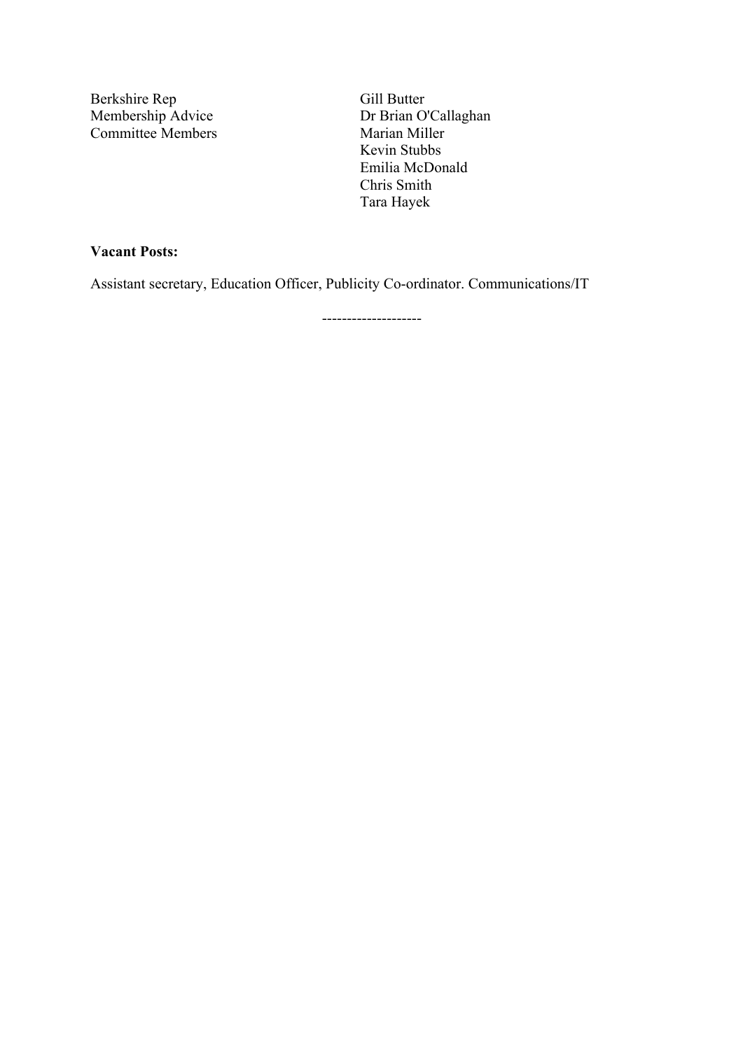| | |
|---|---|
| Berkshire Rep | Gill Butter |
| Membership Advice | Dr Brian O'Callaghan |
| Committee Members | Marian Miller |
| | Kevin Stubbs |
| | Emilia McDonald |
| | Chris Smith |
| | Tara Hayek |

**Vacant Posts:**

Assistant secretary, Education Officer, Publicity Co-ordinator. Communications/IT

--------------------